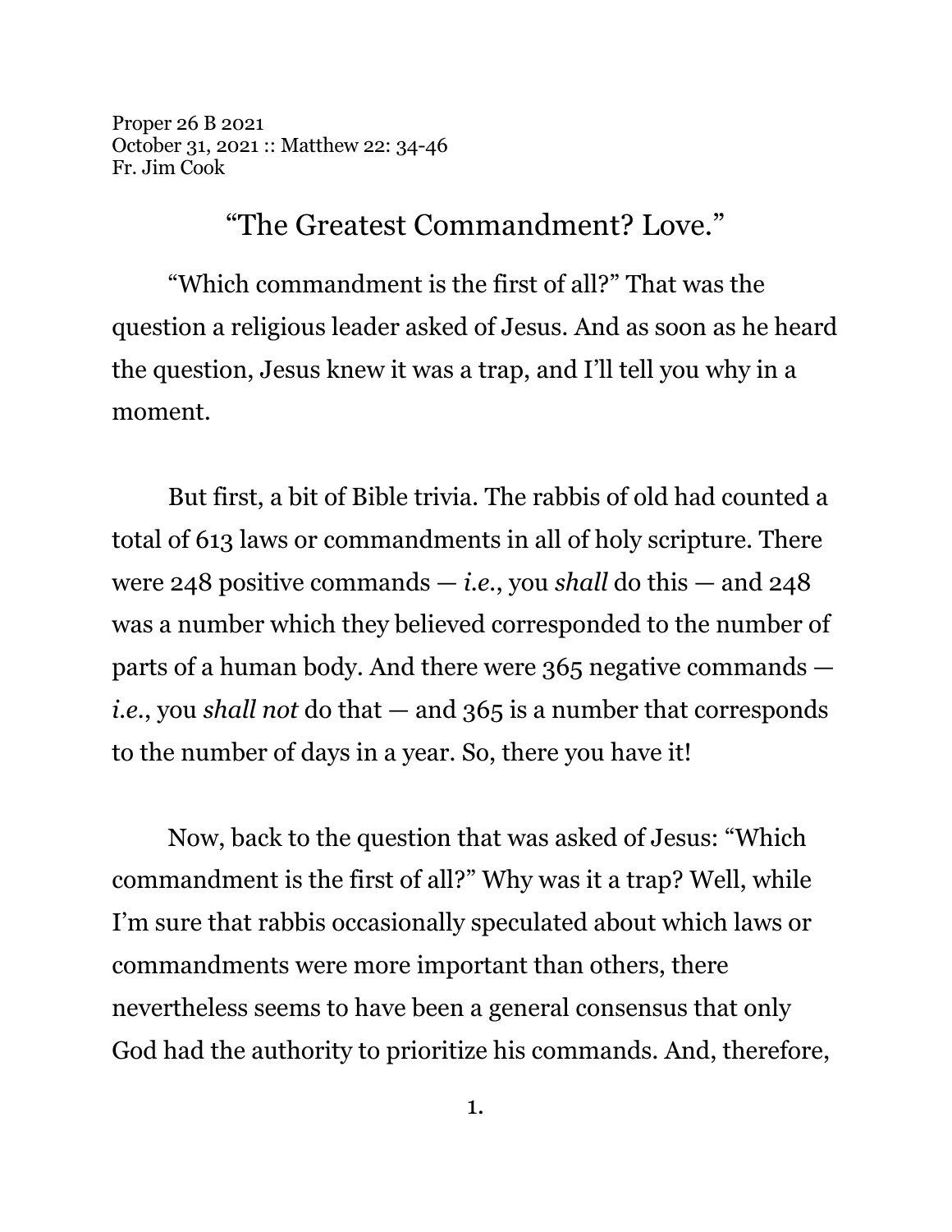Proper 26 B 2021
October 31, 2021 :: Matthew 22: 34-46
Fr. Jim Cook

# “The Greatest Commandment? Love.”

“Which commandment is the first of all?” That was the question a religious leader asked of Jesus. And as soon as he heard the question, Jesus knew it was a trap, and I’ll tell you why in a moment.

But first, a bit of Bible trivia. The rabbis of old had counted a total of 613 laws or commandments in all of holy scripture. There were 248 positive commands — *i.e.*, you *shall* do this — and 248 was a number which they believed corresponded to the number of parts of a human body. And there were 365 negative commands — *i.e.*, you *shall not* do that — and 365 is a number that corresponds to the number of days in a year. So, there you have it!

Now, back to the question that was asked of Jesus: “Which commandment is the first of all?” Why was it a trap? Well, while I’m sure that rabbis occasionally speculated about which laws or commandments were more important than others, there nevertheless seems to have been a general consensus that only God had the authority to prioritize his commands. And, therefore,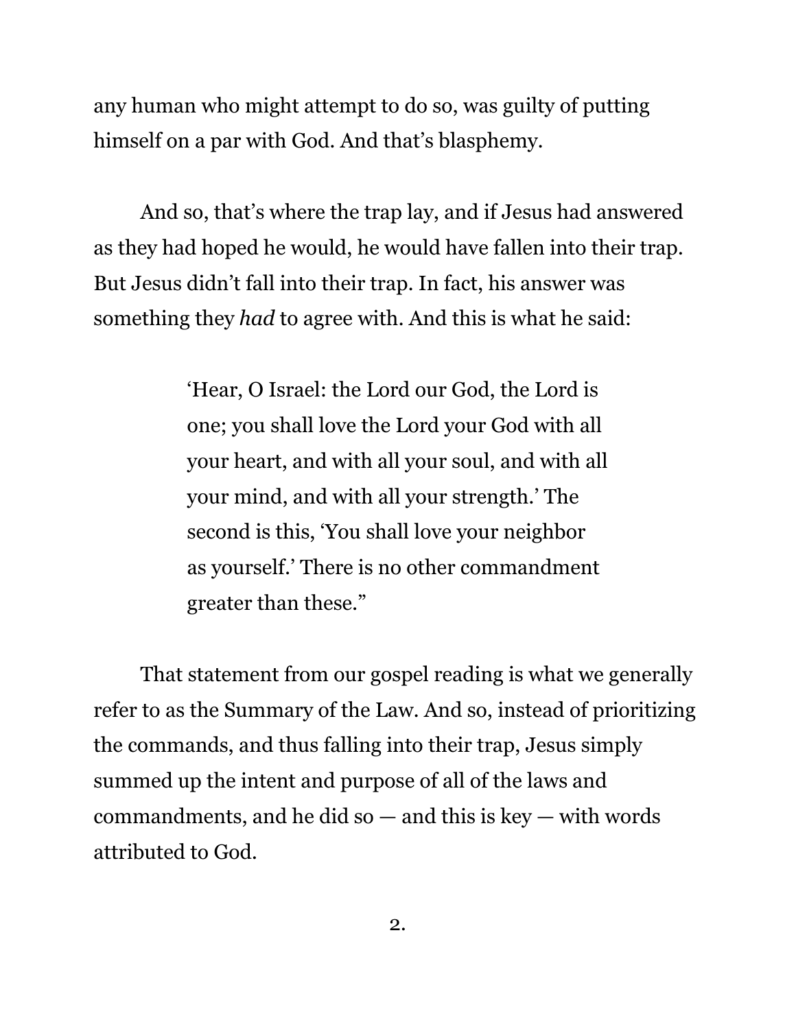any human who might attempt to do so, was guilty of putting himself on a par with God. And that's blasphemy.

And so, that's where the trap lay, and if Jesus had answered as they had hoped he would, he would have fallen into their trap. But Jesus didn't fall into their trap. In fact, his answer was something they *had* to agree with. And this is what he said:

> 'Hear, O Israel: the Lord our God, the Lord is one; you shall love the Lord your God with all your heart, and with all your soul, and with all your mind, and with all your strength.' The second is this, 'You shall love your neighbor as yourself.' There is no other commandment greater than these."

That statement from our gospel reading is what we generally refer to as the Summary of the Law. And so, instead of prioritizing the commands, and thus falling into their trap, Jesus simply summed up the intent and purpose of all of the laws and commandments, and he did so — and this is key — with words attributed to God.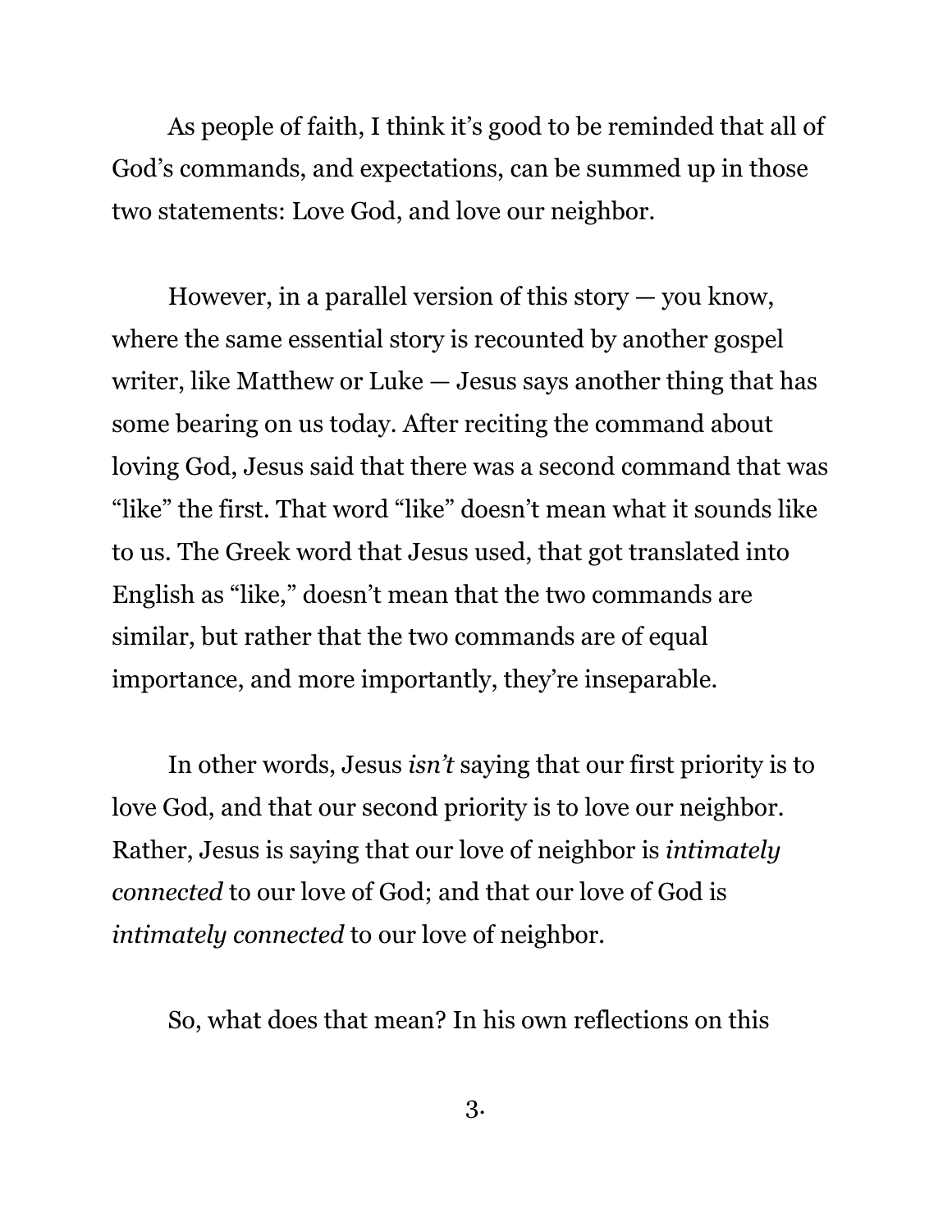As people of faith, I think it's good to be reminded that all of God's commands, and expectations, can be summed up in those two statements: Love God, and love our neighbor.

However, in a parallel version of this story — you know, where the same essential story is recounted by another gospel writer, like Matthew or Luke — Jesus says another thing that has some bearing on us today. After reciting the command about loving God, Jesus said that there was a second command that was "like" the first. That word "like" doesn't mean what it sounds like to us. The Greek word that Jesus used, that got translated into English as "like," doesn't mean that the two commands are similar, but rather that the two commands are of equal importance, and more importantly, they're inseparable.

In other words, Jesus *isn't* saying that our first priority is to love God, and that our second priority is to love our neighbor. Rather, Jesus is saying that our love of neighbor is *intimately connected* to our love of God; and that our love of God is *intimately connected* to our love of neighbor.

So, what does that mean? In his own reflections on this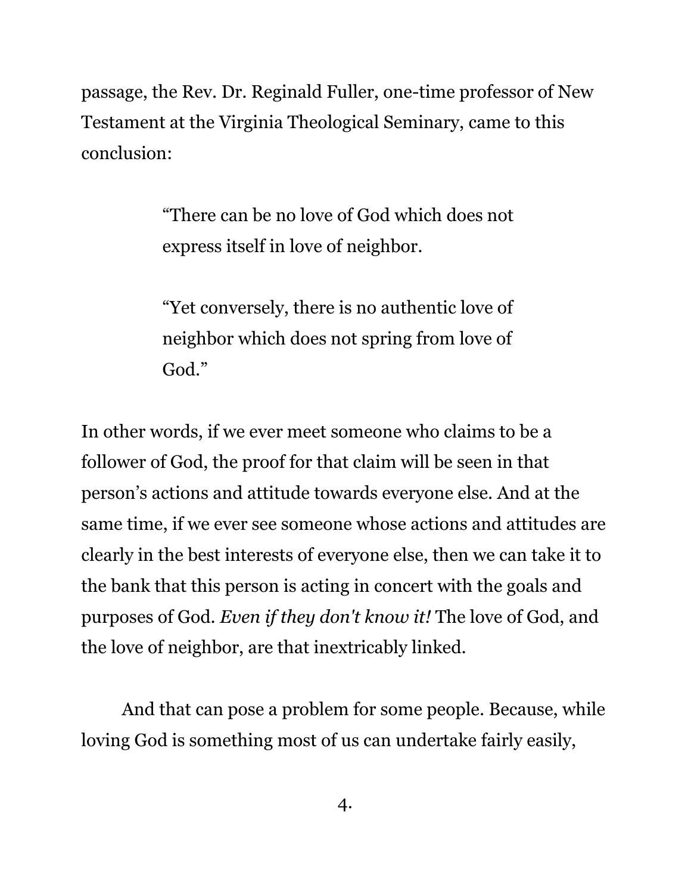passage, the Rev. Dr. Reginald Fuller, one-time professor of New Testament at the Virginia Theological Seminary, came to this conclusion:

> "There can be no love of God which does not express itself in love of neighbor.
>
> "Yet conversely, there is no authentic love of neighbor which does not spring from love of God."

In other words, if we ever meet someone who claims to be a follower of God, the proof for that claim will be seen in that person's actions and attitude towards everyone else. And at the same time, if we ever see someone whose actions and attitudes are clearly in the best interests of everyone else, then we can take it to the bank that this person is acting in concert with the goals and purposes of God. *Even if they don't know it!* The love of God, and the love of neighbor, are that inextricably linked.

And that can pose a problem for some people. Because, while loving God is something most of us can undertake fairly easily,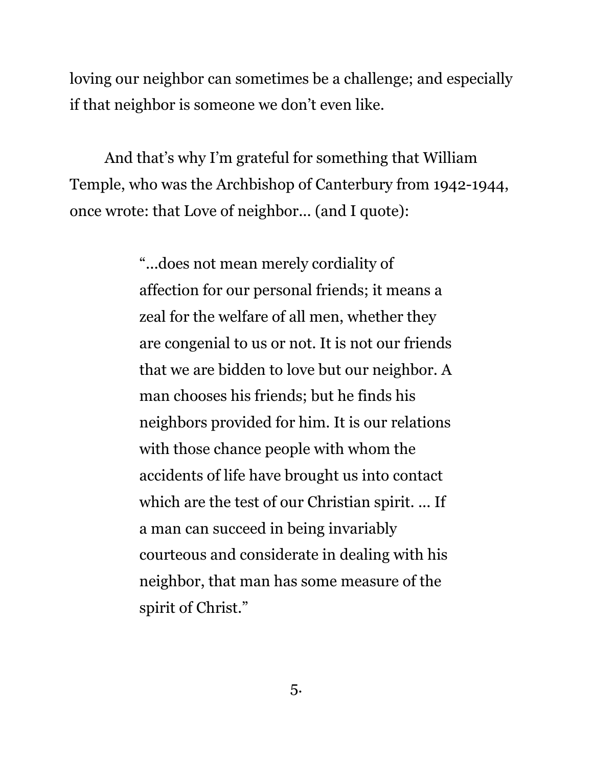loving our neighbor can sometimes be a challenge; and especially if that neighbor is someone we don't even like.

And that's why I'm grateful for something that William Temple, who was the Archbishop of Canterbury from 1942-1944, once wrote: that Love of neighbor… (and I quote):

> "…does not mean merely cordiality of affection for our personal friends; it means a zeal for the welfare of all men, whether they are congenial to us or not. It is not our friends that we are bidden to love but our neighbor. A man chooses his friends; but he finds his neighbors provided for him. It is our relations with those chance people with whom the accidents of life have brought us into contact which are the test of our Christian spirit. … If a man can succeed in being invariably courteous and considerate in dealing with his neighbor, that man has some measure of the spirit of Christ."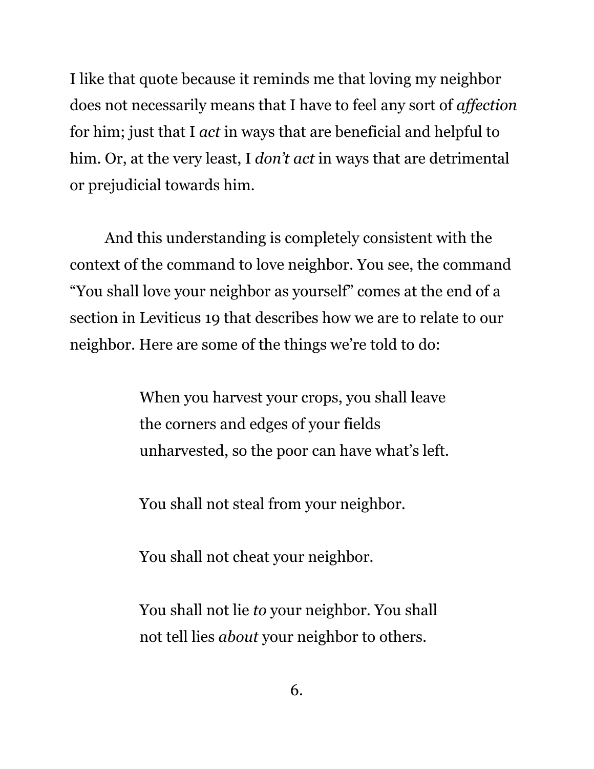I like that quote because it reminds me that loving my neighbor does not necessarily means that I have to feel any sort of *affection* for him; just that I *act* in ways that are beneficial and helpful to him. Or, at the very least, I *don't act* in ways that are detrimental or prejudicial towards him.

And this understanding is completely consistent with the context of the command to love neighbor. You see, the command "You shall love your neighbor as yourself" comes at the end of a section in Leviticus 19 that describes how we are to relate to our neighbor. Here are some of the things we're told to do:

> When you harvest your crops, you shall leave the corners and edges of your fields unharvested, so the poor can have what's left.
>
> You shall not steal from your neighbor.
>
> You shall not cheat your neighbor.
>
> You shall not lie *to* your neighbor. You shall not tell lies *about* your neighbor to others.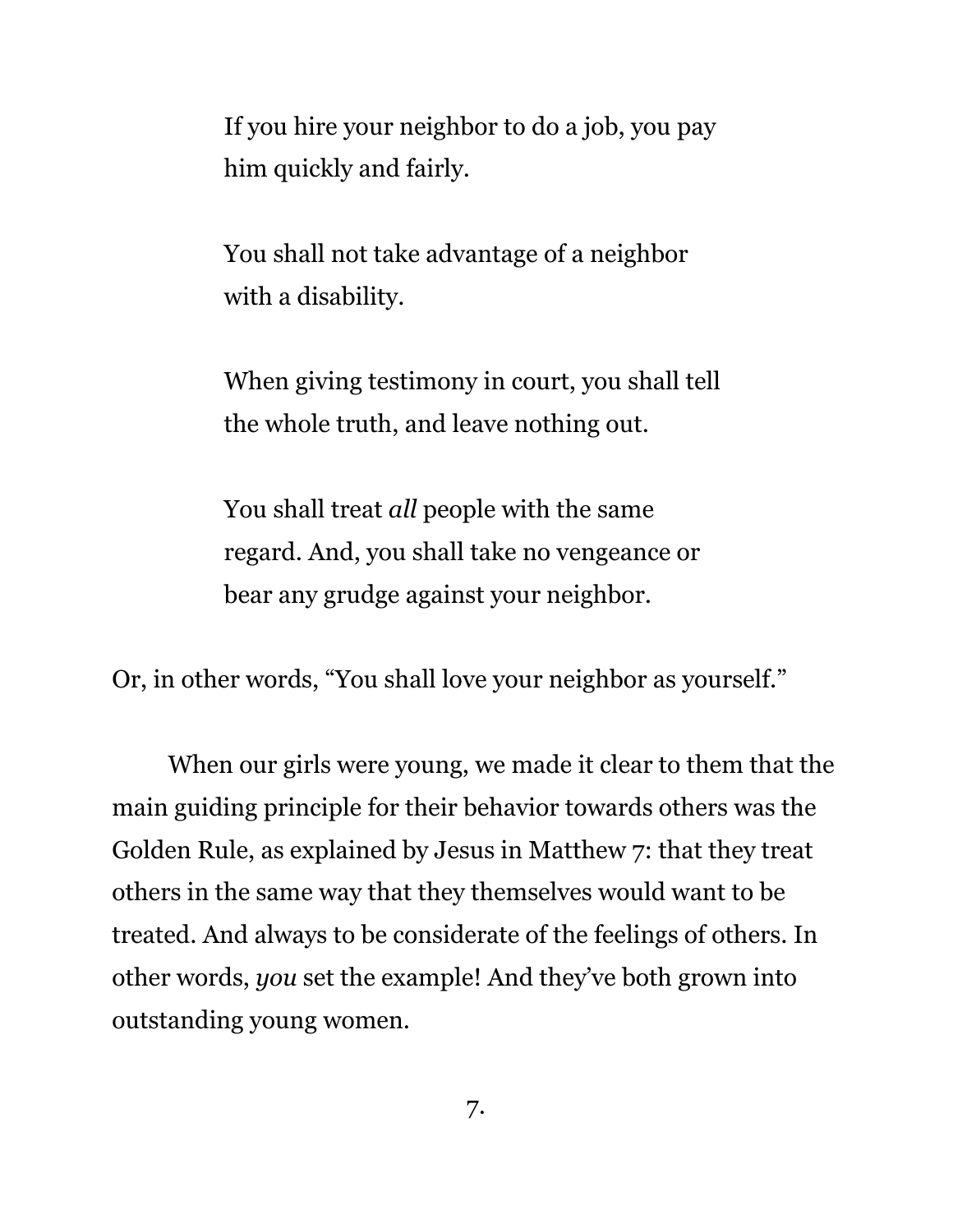> If you hire your neighbor to do a job, you pay him quickly and fairly.
>
> You shall not take advantage of a neighbor with a disability.
>
> When giving testimony in court, you shall tell the whole truth, and leave nothing out.
>
> You shall treat *all* people with the same regard. And, you shall take no vengeance or bear any grudge against your neighbor.

Or, in other words, "You shall love your neighbor as yourself."

When our girls were young, we made it clear to them that the main guiding principle for their behavior towards others was the Golden Rule, as explained by Jesus in Matthew 7: that they treat others in the same way that they themselves would want to be treated. And always to be considerate of the feelings of others. In other words, *you* set the example! And they've both grown into outstanding young women.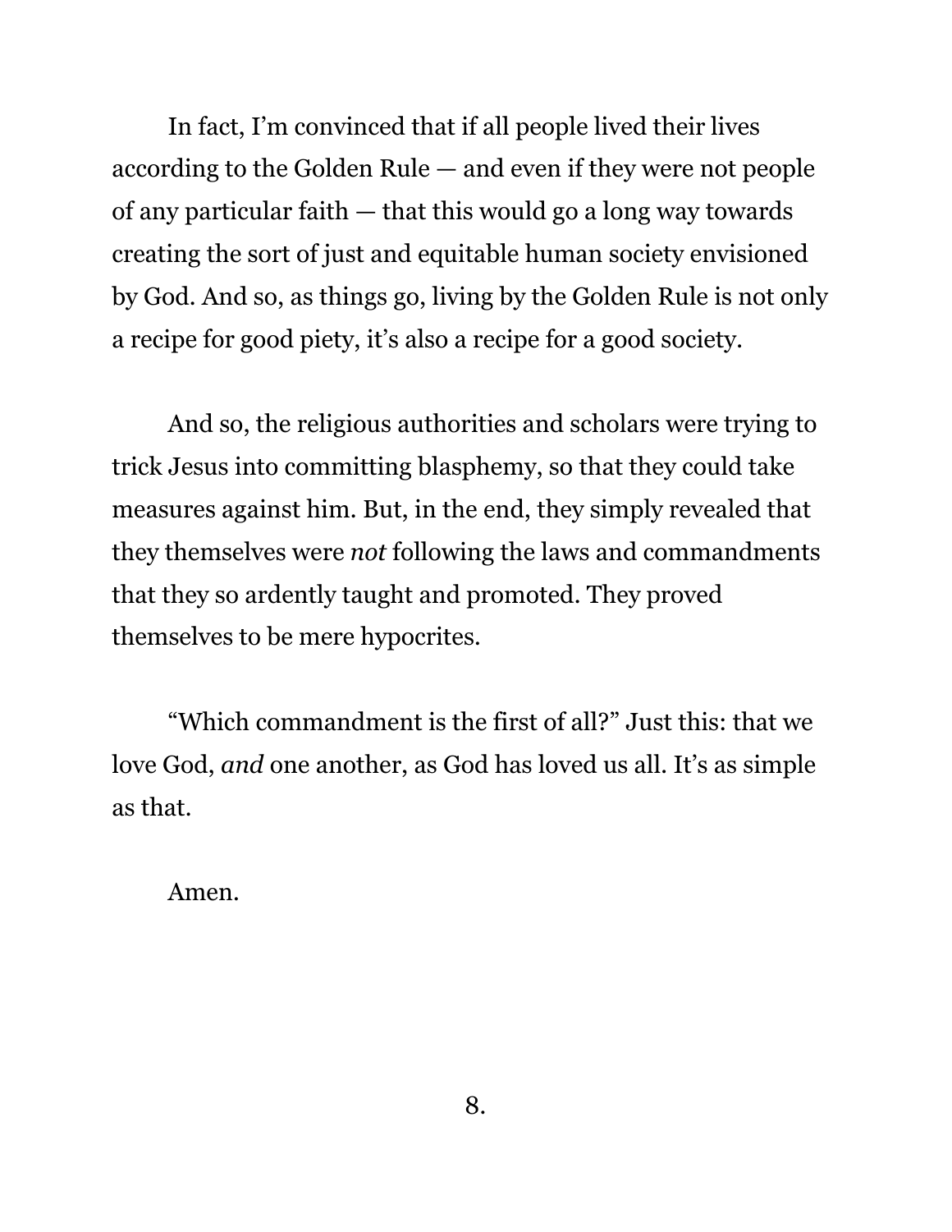In fact, I'm convinced that if all people lived their lives according to the Golden Rule — and even if they were not people of any particular faith — that this would go a long way towards creating the sort of just and equitable human society envisioned by God. And so, as things go, living by the Golden Rule is not only a recipe for good piety, it's also a recipe for a good society.

And so, the religious authorities and scholars were trying to trick Jesus into committing blasphemy, so that they could take measures against him. But, in the end, they simply revealed that they themselves were *not* following the laws and commandments that they so ardently taught and promoted. They proved themselves to be mere hypocrites.

"Which commandment is the first of all?" Just this: that we love God, *and* one another, as God has loved us all. It's as simple as that.

Amen.